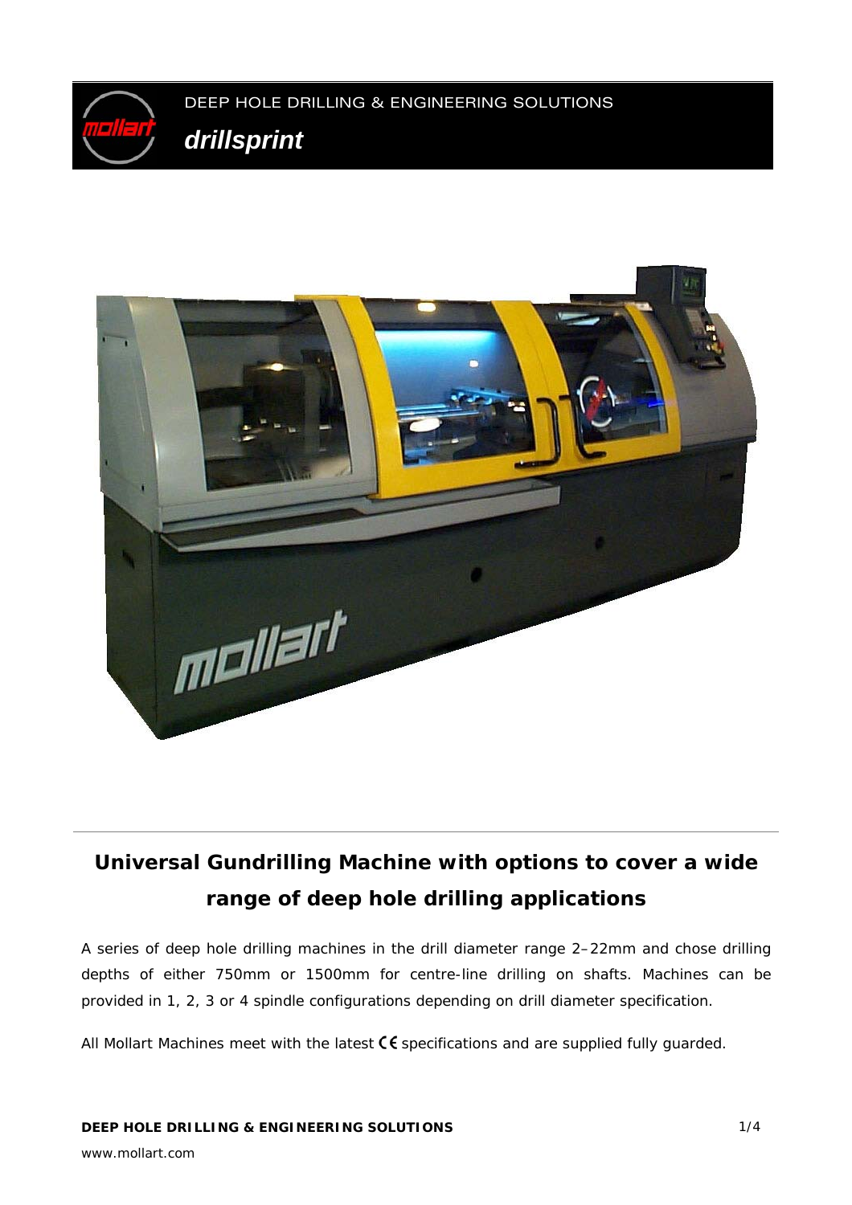DEEP HOLE DRILLING & ENGINEERING SOLUTIONS

# *drillsprint*

## Universal Gundrilling Machine with options to cover a wide range of deep hole drilling applications

A series of deep hole drilling machines in the drill diameter range 2–22mm and chose drilling depths of either 750mm or 1500mm for centre-line drilling on shafts. Machines can be provided in 1, 2, 3 or 4 spindle configurations depending on drill diameter specification.

All Mollart Machines meet with the latest CE specifications and are supplied fully guarded.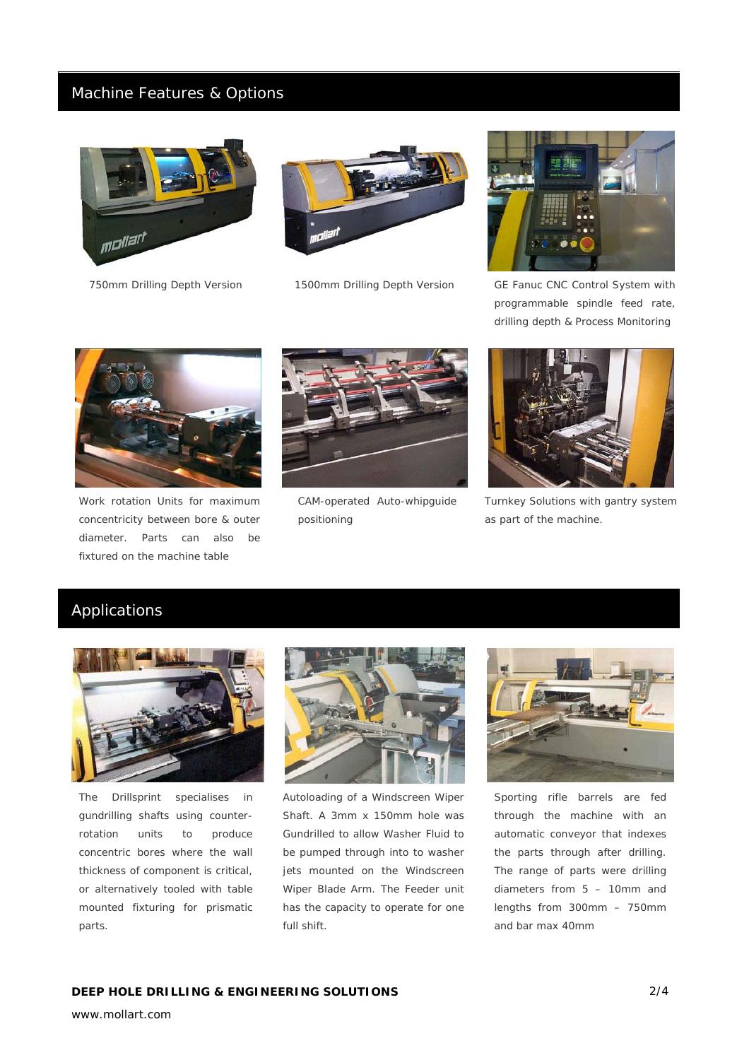## Machine Features & Options

750mm Drilling Depth Version

1500mm Drilling Depth Version

GE Fanuc CNC Control System with programmable spindle feed rate, drilling depth & Process Monitoring

Work rotation Units for maximum concentricity between bore & outer diameter. Parts can also be fixtured on the machine table

CAM-operated Auto-whipguide positioning

Turnkey Solutions with gantry system as part of the machine.

## Applications

The Drillsprint specialises in gundrilling shafts using counter-rotation units to produce concentric bores where the wall thickness of component is critical, or alternatively tooled with table mounted fixturing for prismatic parts.

Autoloading of a Windscreen Wiper Shaft. A 3mm x 150mm hole was Gundrilled to allow Washer Fluid to be pumped through into to washer jets mounted on the Windscreen Wiper Blade Arm. The Feeder unit has the capacity to operate for one full shift.

Sporting rifle barrels are fed through the machine with an automatic conveyor that indexes the parts through after drilling. The range of parts were drilling diameters from 5 – 10mm and lengths from 300mm – 750mm and bar max 40mm

**DEEP HOLE DRILLING & ENGINEERING SOLUTIONS**

www.mollart.com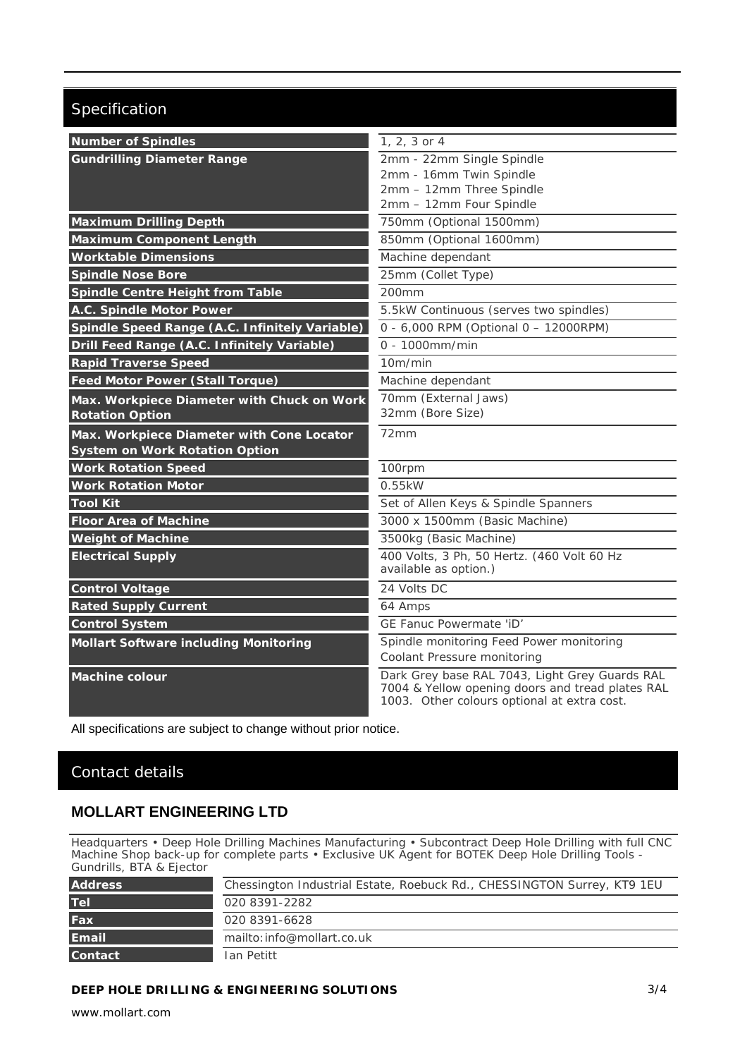## Specification

| | |
|---|---|
| **Number of Spindles** | 1, 2, 3 or 4 |
| **Gundrilling Diameter Range** | 2mm - 22mm Single Spindle<br>2mm - 16mm Twin Spindle<br>2mm – 12mm Three Spindle<br>2mm – 12mm Four Spindle |
| **Maximum Drilling Depth** | 750mm (Optional 1500mm) |
| **Maximum Component Length** | 850mm (Optional 1600mm) |
| **Worktable Dimensions** | Machine dependant |
| **Spindle Nose Bore** | 25mm (Collet Type) |
| **Spindle Centre Height from Table** | 200mm |
| **A.C. Spindle Motor Power** | 5.5kW Continuous (serves two spindles) |
| **Spindle Speed Range (A.C. Infinitely Variable)** | 0 - 6,000 RPM (Optional 0 – 12000RPM) |
| **Drill Feed Range (A.C. Infinitely Variable)** | 0 - 1000mm/min |
| **Rapid Traverse Speed** | 10m/min |
| **Feed Motor Power (Stall Torque)** | Machine dependant |
| **Max. Workpiece Diameter with Chuck on Work Rotation Option** | 70mm (External Jaws)<br>32mm (Bore Size) |
| **Max. Workpiece Diameter with Cone Locator System on Work Rotation Option** | 72mm |
| **Work Rotation Speed** | 100rpm |
| **Work Rotation Motor** | 0.55kW |
| **Tool Kit** | Set of Allen Keys & Spindle Spanners |
| **Floor Area of Machine** | 3000 x 1500mm (Basic Machine) |
| **Weight of Machine** | 3500kg (Basic Machine) |
| **Electrical Supply** | 400 Volts, 3 Ph, 50 Hertz. (460 Volt 60 Hz available as option.) |
| **Control Voltage** | 24 Volts DC |
| **Rated Supply Current** | 64 Amps |
| **Control System** | GE Fanuc Powermate 'iD' |
| **Mollart Software including Monitoring** | Spindle monitoring Feed Power monitoring<br>Coolant Pressure monitoring |
| **Machine colour** | Dark Grey base RAL 7043, Light Grey Guards RAL 7004 & Yellow opening doors and tread plates RAL 1003. Other colours optional at extra cost. |

All specifications are subject to change without prior notice.

## Contact details

### MOLLART ENGINEERING LTD

Headquarters • Deep Hole Drilling Machines Manufacturing • Subcontract Deep Hole Drilling with full CNC Machine Shop back-up for complete parts • Exclusive UK Agent for BOTEK Deep Hole Drilling Tools - Gundrills, BTA & Ejector

| | |
|---|---|
| **Address** | Chessington Industrial Estate, Roebuck Rd., CHESSINGTON Surrey, KT9 1EU |
| **Tel** | 020 8391-2282 |
| **Fax** | 020 8391-6628 |
| **Email** | mailto:info@mollart.co.uk |
| **Contact** | Ian Petitt |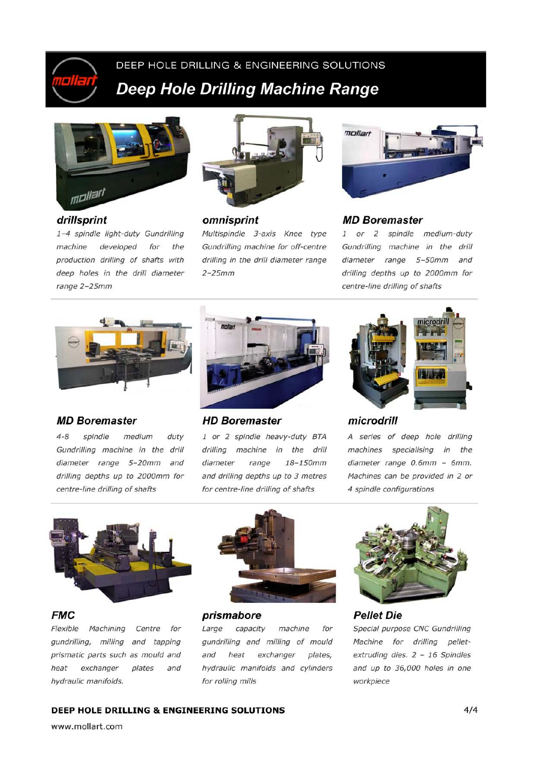DEEP HOLE DRILLING & ENGINEERING SOLUTIONS

# Deep Hole Drilling Machine Range

### *drillsprint*

*1–4 spindle light-duty Gundrilling machine developed for the production drilling of shafts with deep holes in the drill diameter range 2–25mm*

### *omnisprint*

*Multispindle 3-axis Knee type Gundrilling machine for off-centre drilling in the drill diameter range 2–25mm*

### *MD Boremaster*

*1 or 2 spindle medium-duty Gundrilling machine in the drill diameter range 5–50mm and drilling depths up to 2000mm for centre-line drilling of shafts*

### *MD Boremaster*

*4-8 spindle medium duty Gundrilling machine in the drill diameter range 5–20mm and drilling depths up to 2000mm for centre-line drilling of shafts*

### *HD Boremaster*

*1 or 2 spindle heavy-duty BTA drilling machine in the drill diameter range 18–150mm and drilling depths up to 3 metres for centre-line drilling of shafts*

### *microdrill*

*A series of deep hole drilling machines specialising in the diameter range 0.6mm – 6mm. Machines can be provided in 2 or 4 spindle configurations*

### *FMC*

*Flexible Machining Centre for gundrilling, milling and tapping prismatic parts such as mould and heat exchanger plates and hydraulic manifolds.*

### *prismabore*

*Large capacity machine for gundrilling and milling of mould and heat exchanger plates, hydraulic manifolds and cylinders for rolling mills*

### *Pellet Die*

*Special purpose CNC Gundrilling Machine for drilling pellet-extruding dies. 2 – 16 Spindles and up to 36,000 holes in one workpiece*

**DEEP HOLE DRILLING & ENGINEERING SOLUTIONS**

www.mollart.com